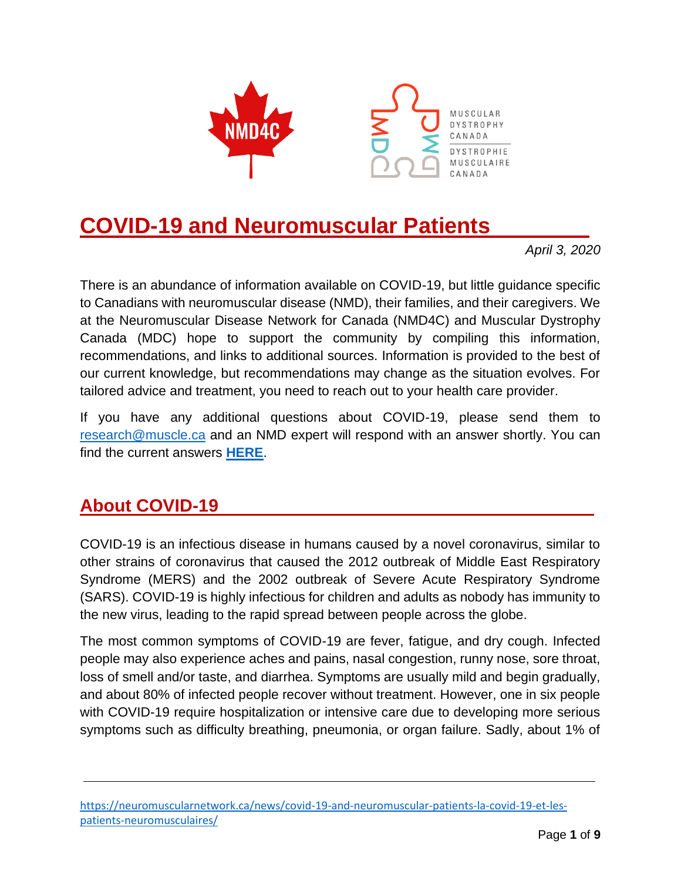# COVID-19 and Neuromuscular Patients

*April 3, 2020*

There is an abundance of information available on COVID-19, but little guidance specific to Canadians with neuromuscular disease (NMD), their families, and their caregivers. We at the Neuromuscular Disease Network for Canada (NMD4C) and Muscular Dystrophy Canada (MDC) hope to support the community by compiling this information, recommendations, and links to additional sources. Information is provided to the best of our current knowledge, but recommendations may change as the situation evolves. For tailored advice and treatment, you need to reach out to your health care provider.

If you have any additional questions about COVID-19, please send them to research@muscle.ca and an NMD expert will respond with an answer shortly. You can find the current answers **HERE**.

## About COVID-19

COVID-19 is an infectious disease in humans caused by a novel coronavirus, similar to other strains of coronavirus that caused the 2012 outbreak of Middle East Respiratory Syndrome (MERS) and the 2002 outbreak of Severe Acute Respiratory Syndrome (SARS). COVID-19 is highly infectious for children and adults as nobody has immunity to the new virus, leading to the rapid spread between people across the globe.

The most common symptoms of COVID-19 are fever, fatigue, and dry cough. Infected people may also experience aches and pains, nasal congestion, runny nose, sore throat, loss of smell and/or taste, and diarrhea. Symptoms are usually mild and begin gradually, and about 80% of infected people recover without treatment. However, one in six people with COVID-19 require hospitalization or intensive care due to developing more serious symptoms such as difficulty breathing, pneumonia, or organ failure. Sadly, about 1% of

https://neuromuscularnetwork.ca/news/covid-19-and-neuromuscular-patients-la-covid-19-et-les-patients-neuromusculaires/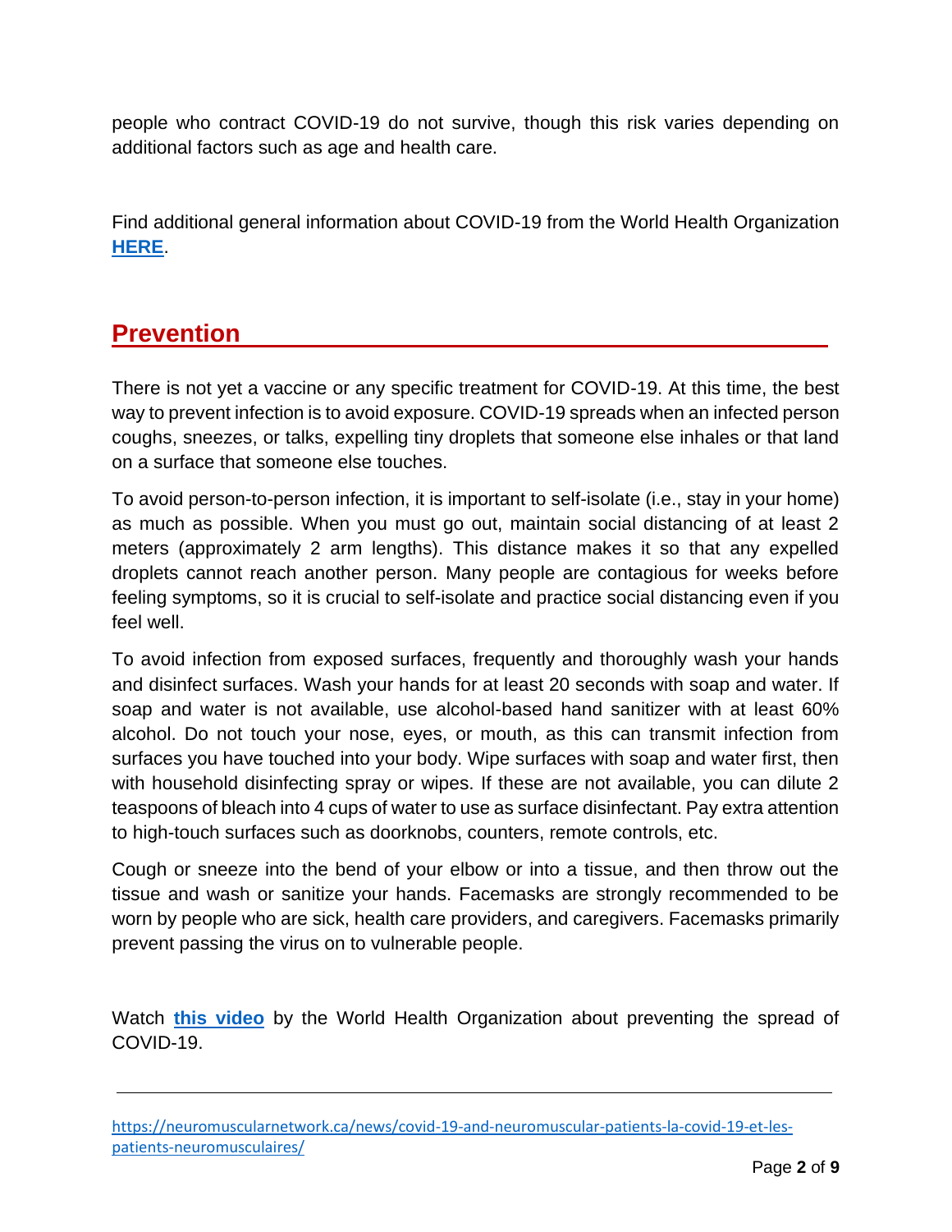people who contract COVID-19 do not survive, though this risk varies depending on additional factors such as age and health care.

Find additional general information about COVID-19 from the World Health Organization **HERE**.

## Prevention

There is not yet a vaccine or any specific treatment for COVID-19. At this time, the best way to prevent infection is to avoid exposure. COVID-19 spreads when an infected person coughs, sneezes, or talks, expelling tiny droplets that someone else inhales or that land on a surface that someone else touches.

To avoid person-to-person infection, it is important to self-isolate (i.e., stay in your home) as much as possible. When you must go out, maintain social distancing of at least 2 meters (approximately 2 arm lengths). This distance makes it so that any expelled droplets cannot reach another person. Many people are contagious for weeks before feeling symptoms, so it is crucial to self-isolate and practice social distancing even if you feel well.

To avoid infection from exposed surfaces, frequently and thoroughly wash your hands and disinfect surfaces. Wash your hands for at least 20 seconds with soap and water. If soap and water is not available, use alcohol-based hand sanitizer with at least 60% alcohol. Do not touch your nose, eyes, or mouth, as this can transmit infection from surfaces you have touched into your body. Wipe surfaces with soap and water first, then with household disinfecting spray or wipes. If these are not available, you can dilute 2 teaspoons of bleach into 4 cups of water to use as surface disinfectant. Pay extra attention to high-touch surfaces such as doorknobs, counters, remote controls, etc.

Cough or sneeze into the bend of your elbow or into a tissue, and then throw out the tissue and wash or sanitize your hands. Facemasks are strongly recommended to be worn by people who are sick, health care providers, and caregivers. Facemasks primarily prevent passing the virus on to vulnerable people.

Watch **this video** by the World Health Organization about preventing the spread of COVID-19.

https://neuromuscularnetwork.ca/news/covid-19-and-neuromuscular-patients-la-covid-19-et-les-patients-neuromusculaires/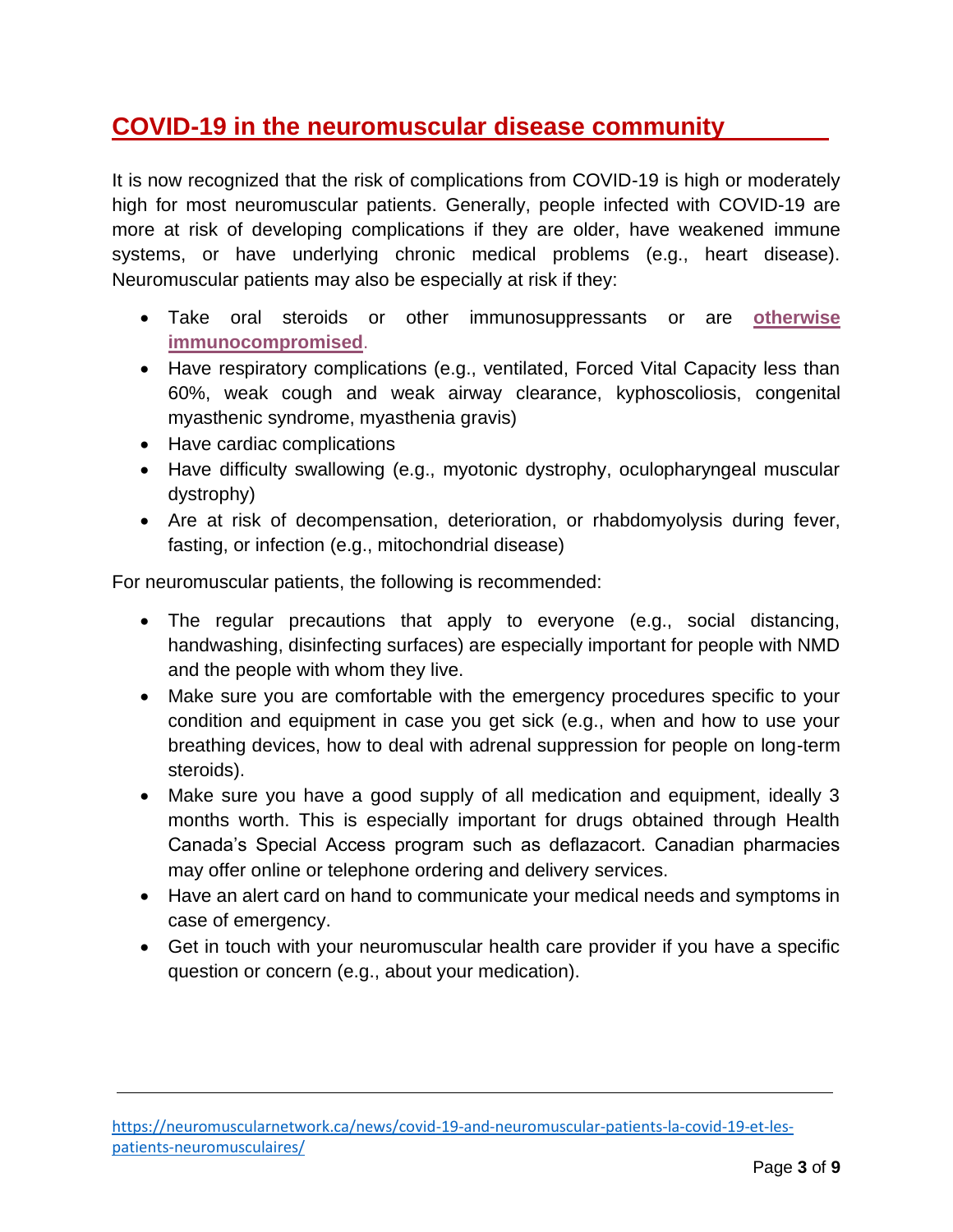## COVID-19 in the neuromuscular disease community

It is now recognized that the risk of complications from COVID-19 is high or moderately high for most neuromuscular patients. Generally, people infected with COVID-19 are more at risk of developing complications if they are older, have weakened immune systems, or have underlying chronic medical problems (e.g., heart disease). Neuromuscular patients may also be especially at risk if they:

- Take oral steroids or other immunosuppressants or are **otherwise immunocompromised**.
- Have respiratory complications (e.g., ventilated, Forced Vital Capacity less than 60%, weak cough and weak airway clearance, kyphoscoliosis, congenital myasthenic syndrome, myasthenia gravis)
- Have cardiac complications
- Have difficulty swallowing (e.g., myotonic dystrophy, oculopharyngeal muscular dystrophy)
- Are at risk of decompensation, deterioration, or rhabdomyolysis during fever, fasting, or infection (e.g., mitochondrial disease)

For neuromuscular patients, the following is recommended:

- The regular precautions that apply to everyone (e.g., social distancing, handwashing, disinfecting surfaces) are especially important for people with NMD and the people with whom they live.
- Make sure you are comfortable with the emergency procedures specific to your condition and equipment in case you get sick (e.g., when and how to use your breathing devices, how to deal with adrenal suppression for people on long-term steroids).
- Make sure you have a good supply of all medication and equipment, ideally 3 months worth. This is especially important for drugs obtained through Health Canada's Special Access program such as deflazacort. Canadian pharmacies may offer online or telephone ordering and delivery services.
- Have an alert card on hand to communicate your medical needs and symptoms in case of emergency.
- Get in touch with your neuromuscular health care provider if you have a specific question or concern (e.g., about your medication).

---

https://neuromuscularnetwork.ca/news/covid-19-and-neuromuscular-patients-la-covid-19-et-les-patients-neuromusculaires/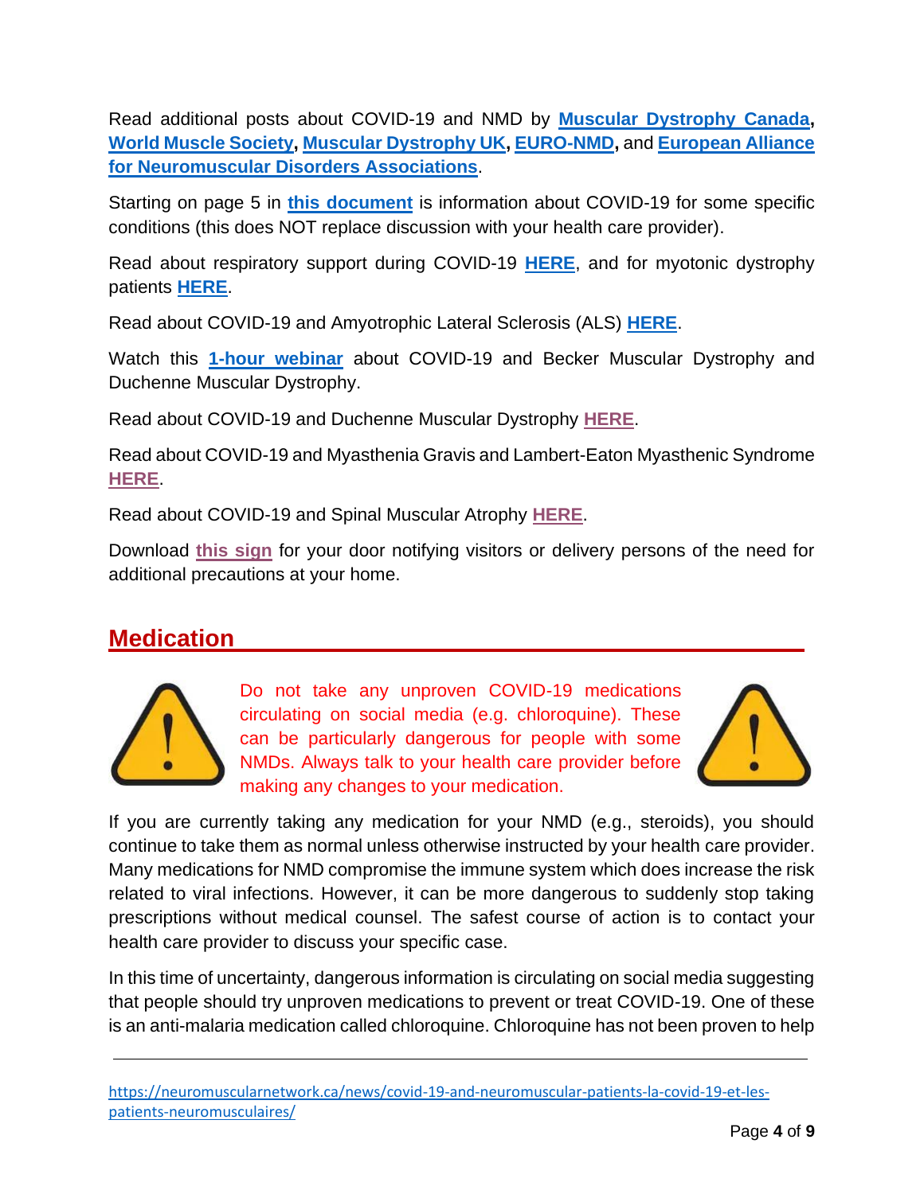Read additional posts about COVID-19 and NMD by **Muscular Dystrophy Canada**, **World Muscle Society**, **Muscular Dystrophy UK**, **EURO-NMD**, and **European Alliance for Neuromuscular Disorders Associations**.

Starting on page 5 in **this document** is information about COVID-19 for some specific conditions (this does NOT replace discussion with your health care provider).

Read about respiratory support during COVID-19 **HERE**, and for myotonic dystrophy patients **HERE**.

Read about COVID-19 and Amyotrophic Lateral Sclerosis (ALS) **HERE**.

Watch this **1-hour webinar** about COVID-19 and Becker Muscular Dystrophy and Duchenne Muscular Dystrophy.

Read about COVID-19 and Duchenne Muscular Dystrophy **HERE**.

Read about COVID-19 and Myasthenia Gravis and Lambert-Eaton Myasthenic Syndrome **HERE**.

Read about COVID-19 and Spinal Muscular Atrophy **HERE**.

Download **this sign** for your door notifying visitors or delivery persons of the need for additional precautions at your home.

## Medication

Do not take any unproven COVID-19 medications circulating on social media (e.g. chloroquine). These can be particularly dangerous for people with some NMDs. Always talk to your health care provider before making any changes to your medication.

If you are currently taking any medication for your NMD (e.g., steroids), you should continue to take them as normal unless otherwise instructed by your health care provider. Many medications for NMD compromise the immune system which does increase the risk related to viral infections. However, it can be more dangerous to suddenly stop taking prescriptions without medical counsel. The safest course of action is to contact your health care provider to discuss your specific case.

In this time of uncertainty, dangerous information is circulating on social media suggesting that people should try unproven medications to prevent or treat COVID-19. One of these is an anti-malaria medication called chloroquine. Chloroquine has not been proven to help

---

https://neuromuscularnetwork.ca/news/covid-19-and-neuromuscular-patients-la-covid-19-et-les-patients-neuromusculaires/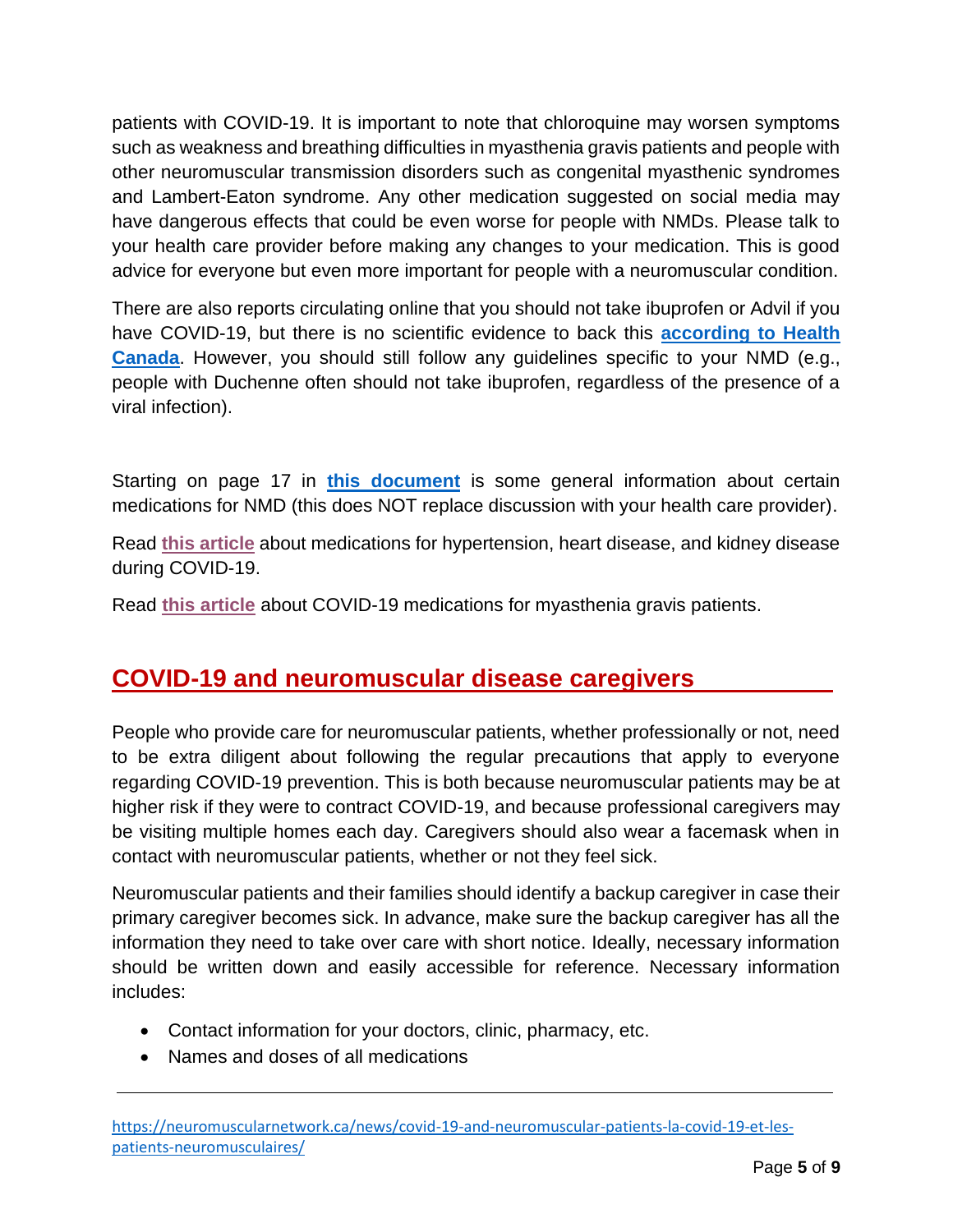patients with COVID-19. It is important to note that chloroquine may worsen symptoms such as weakness and breathing difficulties in myasthenia gravis patients and people with other neuromuscular transmission disorders such as congenital myasthenic syndromes and Lambert-Eaton syndrome. Any other medication suggested on social media may have dangerous effects that could be even worse for people with NMDs. Please talk to your health care provider before making any changes to your medication. This is good advice for everyone but even more important for people with a neuromuscular condition.

There are also reports circulating online that you should not take ibuprofen or Advil if you have COVID-19, but there is no scientific evidence to back this **according to Health Canada**. However, you should still follow any guidelines specific to your NMD (e.g., people with Duchenne often should not take ibuprofen, regardless of the presence of a viral infection).

Starting on page 17 in **this document** is some general information about certain medications for NMD (this does NOT replace discussion with your health care provider).

Read **this article** about medications for hypertension, heart disease, and kidney disease during COVID-19.

Read **this article** about COVID-19 medications for myasthenia gravis patients.

## COVID-19 and neuromuscular disease caregivers

People who provide care for neuromuscular patients, whether professionally or not, need to be extra diligent about following the regular precautions that apply to everyone regarding COVID-19 prevention. This is both because neuromuscular patients may be at higher risk if they were to contract COVID-19, and because professional caregivers may be visiting multiple homes each day. Caregivers should also wear a facemask when in contact with neuromuscular patients, whether or not they feel sick.

Neuromuscular patients and their families should identify a backup caregiver in case their primary caregiver becomes sick. In advance, make sure the backup caregiver has all the information they need to take over care with short notice. Ideally, necessary information should be written down and easily accessible for reference. Necessary information includes:

- Contact information for your doctors, clinic, pharmacy, etc.
- Names and doses of all medications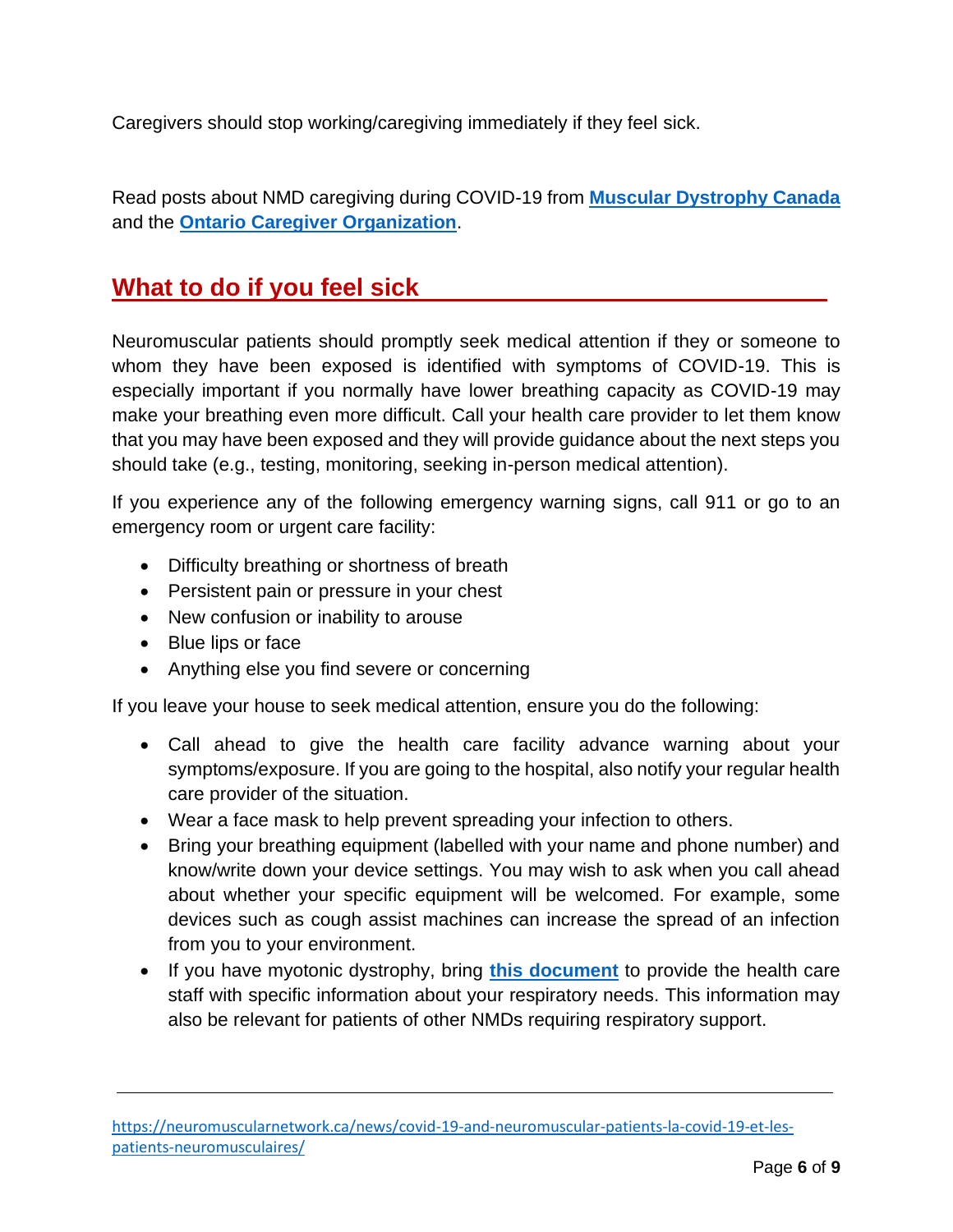Caregivers should stop working/caregiving immediately if they feel sick.

Read posts about NMD caregiving during COVID-19 from **Muscular Dystrophy Canada** and the **Ontario Caregiver Organization**.

## What to do if you feel sick

Neuromuscular patients should promptly seek medical attention if they or someone to whom they have been exposed is identified with symptoms of COVID-19. This is especially important if you normally have lower breathing capacity as COVID-19 may make your breathing even more difficult. Call your health care provider to let them know that you may have been exposed and they will provide guidance about the next steps you should take (e.g., testing, monitoring, seeking in-person medical attention).

If you experience any of the following emergency warning signs, call 911 or go to an emergency room or urgent care facility:

- Difficulty breathing or shortness of breath
- Persistent pain or pressure in your chest
- New confusion or inability to arouse
- Blue lips or face
- Anything else you find severe or concerning

If you leave your house to seek medical attention, ensure you do the following:

- Call ahead to give the health care facility advance warning about your symptoms/exposure. If you are going to the hospital, also notify your regular health care provider of the situation.
- Wear a face mask to help prevent spreading your infection to others.
- Bring your breathing equipment (labelled with your name and phone number) and know/write down your device settings. You may wish to ask when you call ahead about whether your specific equipment will be welcomed. For example, some devices such as cough assist machines can increase the spread of an infection from you to your environment.
- If you have myotonic dystrophy, bring **this document** to provide the health care staff with specific information about your respiratory needs. This information may also be relevant for patients of other NMDs requiring respiratory support.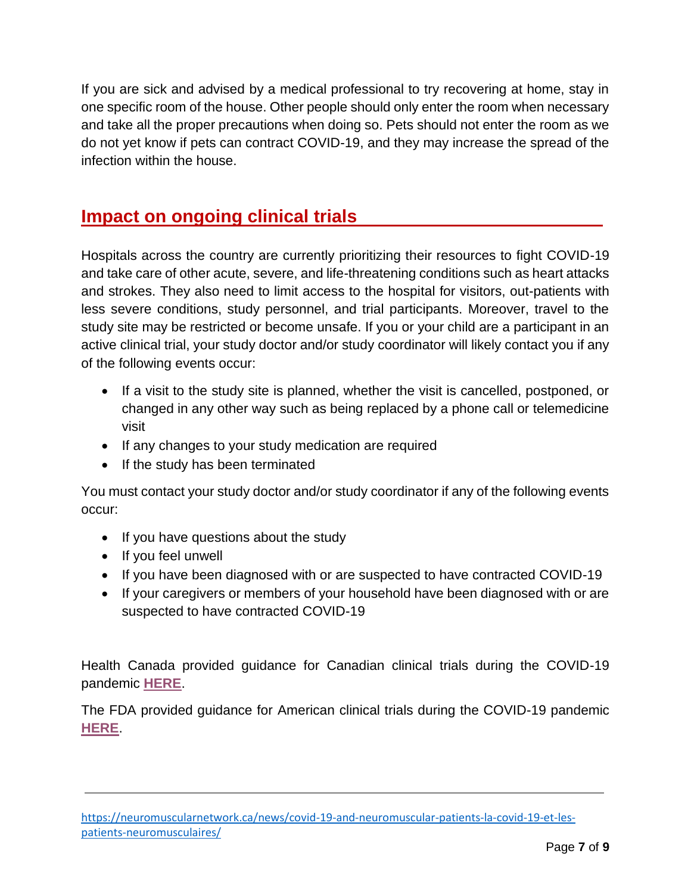If you are sick and advised by a medical professional to try recovering at home, stay in one specific room of the house. Other people should only enter the room when necessary and take all the proper precautions when doing so. Pets should not enter the room as we do not yet know if pets can contract COVID-19, and they may increase the spread of the infection within the house.

## Impact on ongoing clinical trials

Hospitals across the country are currently prioritizing their resources to fight COVID-19 and take care of other acute, severe, and life-threatening conditions such as heart attacks and strokes. They also need to limit access to the hospital for visitors, out-patients with less severe conditions, study personnel, and trial participants. Moreover, travel to the study site may be restricted or become unsafe. If you or your child are a participant in an active clinical trial, your study doctor and/or study coordinator will likely contact you if any of the following events occur:

- If a visit to the study site is planned, whether the visit is cancelled, postponed, or changed in any other way such as being replaced by a phone call or telemedicine visit
- If any changes to your study medication are required
- If the study has been terminated

You must contact your study doctor and/or study coordinator if any of the following events occur:

- If you have questions about the study
- If you feel unwell
- If you have been diagnosed with or are suspected to have contracted COVID-19
- If your caregivers or members of your household have been diagnosed with or are suspected to have contracted COVID-19

Health Canada provided guidance for Canadian clinical trials during the COVID-19 pandemic **HERE**.

The FDA provided guidance for American clinical trials during the COVID-19 pandemic **HERE**.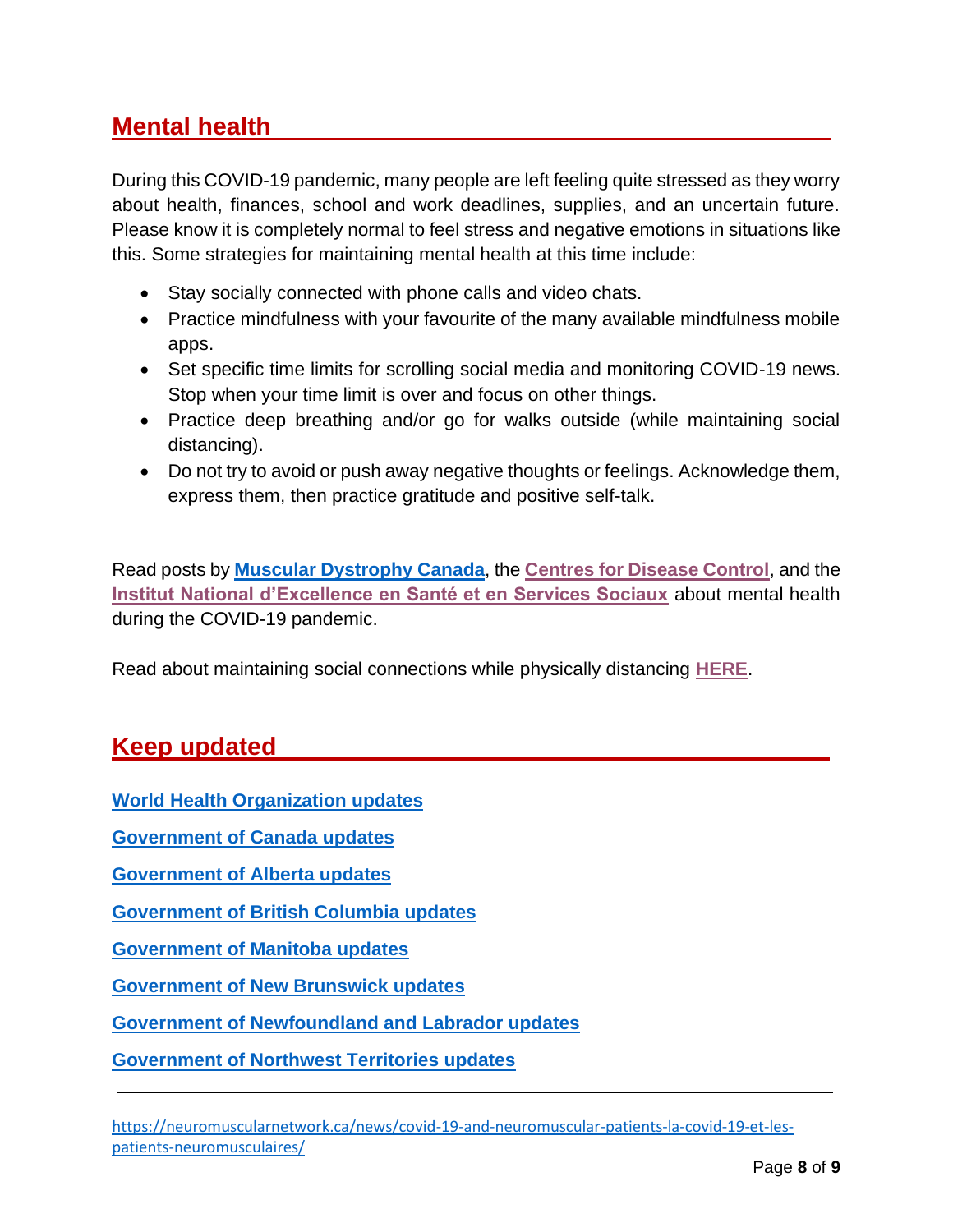## Mental health

During this COVID-19 pandemic, many people are left feeling quite stressed as they worry about health, finances, school and work deadlines, supplies, and an uncertain future. Please know it is completely normal to feel stress and negative emotions in situations like this. Some strategies for maintaining mental health at this time include:

- Stay socially connected with phone calls and video chats.
- Practice mindfulness with your favourite of the many available mindfulness mobile apps.
- Set specific time limits for scrolling social media and monitoring COVID-19 news. Stop when your time limit is over and focus on other things.
- Practice deep breathing and/or go for walks outside (while maintaining social distancing).
- Do not try to avoid or push away negative thoughts or feelings. Acknowledge them, express them, then practice gratitude and positive self-talk.

Read posts by **Muscular Dystrophy Canada**, the **Centres for Disease Control**, and the **Institut National d'Excellence en Santé et en Services Sociaux** about mental health during the COVID-19 pandemic.

Read about maintaining social connections while physically distancing **HERE**.

## Keep updated

**World Health Organization updates**

**Government of Canada updates**

**Government of Alberta updates**

**Government of British Columbia updates**

**Government of Manitoba updates**

**Government of New Brunswick updates**

**Government of Newfoundland and Labrador updates**

**Government of Northwest Territories updates**

https://neuromuscularnetwork.ca/news/covid-19-and-neuromuscular-patients-la-covid-19-et-les-patients-neuromusculaires/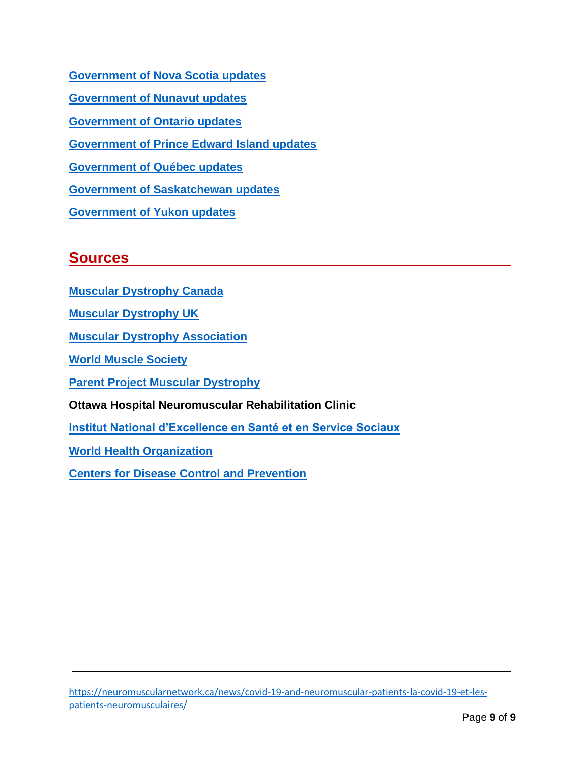Government of Nova Scotia updates

Government of Nunavut updates

Government of Ontario updates

Government of Prince Edward Island updates

Government of Québec updates

Government of Saskatchewan updates

Government of Yukon updates

## Sources

Muscular Dystrophy Canada

Muscular Dystrophy UK

Muscular Dystrophy Association

World Muscle Society

Parent Project Muscular Dystrophy

**Ottawa Hospital Neuromuscular Rehabilitation Clinic**

Institut National d'Excellence en Santé et en Service Sociaux

World Health Organization

Centers for Disease Control and Prevention